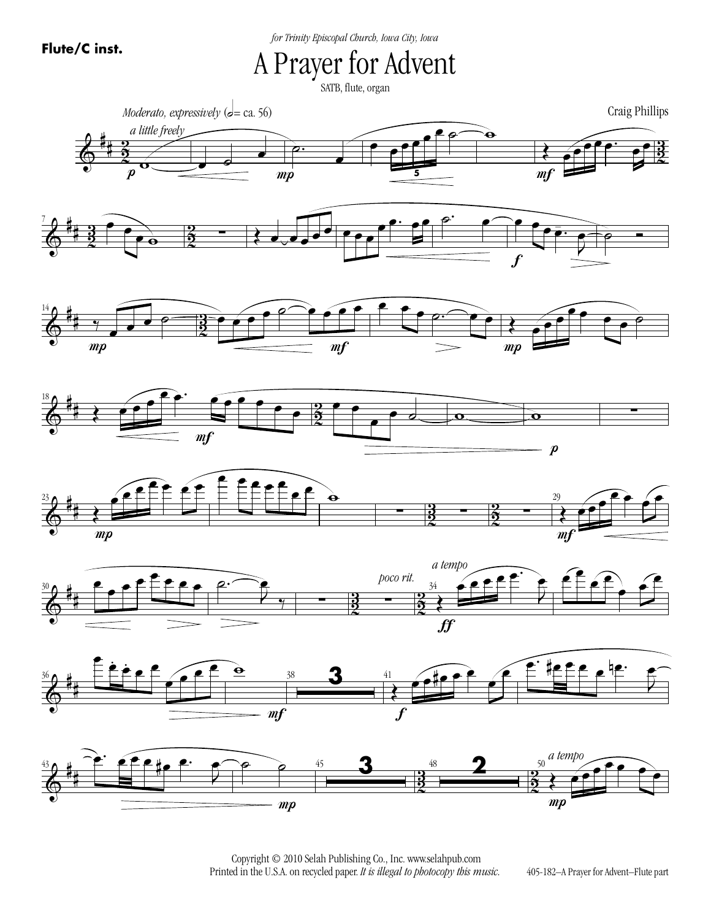**Flute/C inst.**

*for Trinity Episcopal Church, Iowa City, Iowa*

# A Prayer for Advent

SATB, flute, organ

Craig Phillips

*Moderato, expressively* (𝅗𝅥 = ca. 56)

*a little freely*

Copyright © 2010 Selah Publishing Co., Inc. www.selahpub.com
Printed in the U.S.A. on recycled paper. *It is illegal to photocopy this music.*

405-182–A Prayer for Advent–Flute part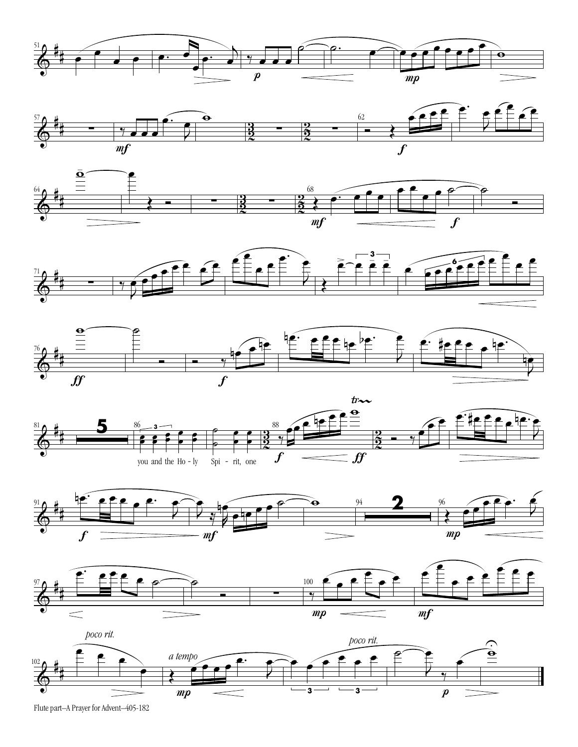you and the Ho - ly Spi - rit, one

*poco rit.*

*a tempo*

*poco rit.*